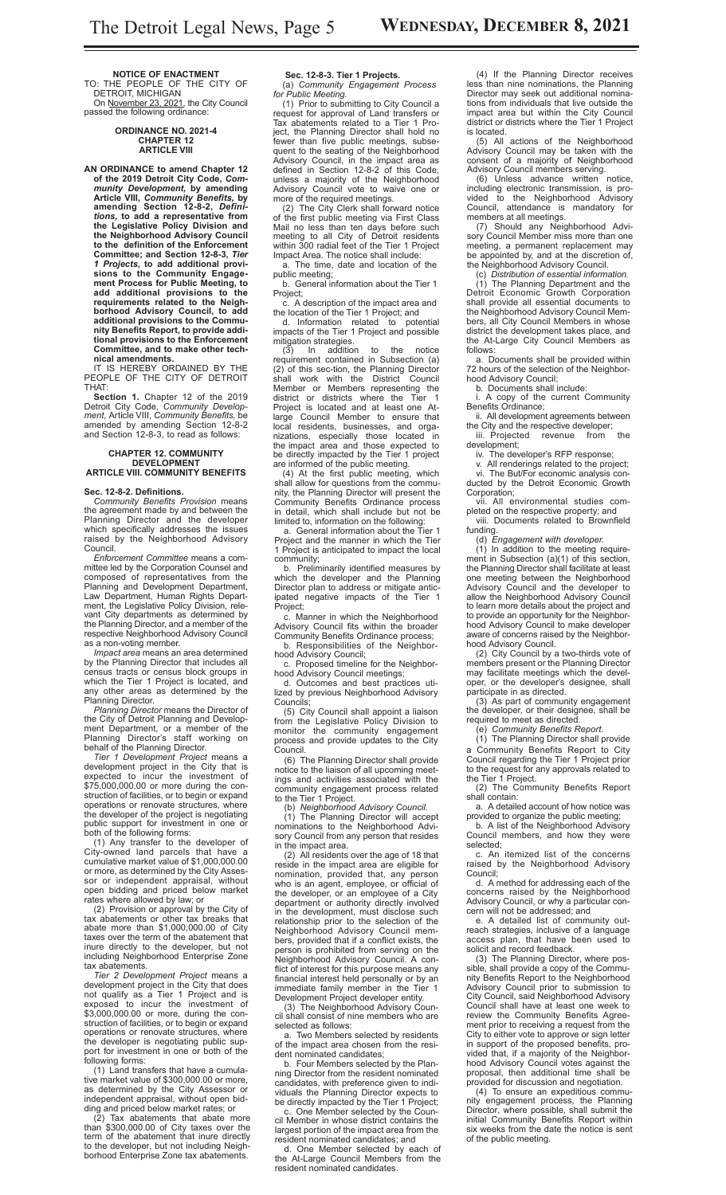**NOTICE OF ENACTMENT**

TO: THE PEOPLE OF THE CITY OF DETROIT, MICHIGAN

On November 23, 2021, the City Council passed the following ordinance:

**ORDINANCE NO. 2021-4**
**CHAPTER 12**
**ARTICLE VIII**

**AN ORDINANCE to amend Chapter 12 of the 2019 Detroit City Code, *Community Development,* by amending Article VIII, *Community Benefits,* by amending Section 12-8-2, *Definitions,* to add a representative from the Legislative Policy Division and the Neighborhood Advisory Council to the definition of the Enforcement Committee; and Section 12-8-3, *Tier 1 Projects,* to add additional provisions to the Community Engagement Process for Public Meeting, to add additional provisions to the requirements related to the Neighborhood Advisory Council, to add additional provisions to the Community Benefits Report, to provide additional provisions to the Enforcement Committee, and to make other technical amendments.**

IT IS HEREBY ORDAINED BY THE PEOPLE OF THE CITY OF DETROIT THAT:

**Section 1.** Chapter 12 of the 2019 Detroit City Code, *Community Development,* Article VIII, *Community Benefits,* be amended by amending Section 12-8-2 and Section 12-8-3, to read as follows:

**CHAPTER 12. COMMUNITY DEVELOPMENT**
**ARTICLE VIII. COMMUNITY BENEFITS**

**Sec. 12-8-2. Definitions.**

*Community Benefits Provision* means the agreement made by and between the Planning Director and the developer which specifically addresses the issues raised by the Neighborhood Advisory Council.

*Enforcement Committee* means a committee led by the Corporation Counsel and composed of representatives from the Planning and Development Department, Law Department, Human Rights Department, the Legislative Policy Division, relevant City departments as determined by the Planning Director, and a member of the respective Neighborhood Advisory Council as a non-voting member.

*Impact area* means an area determined by the Planning Director that includes all census tracts or census block groups in which the Tier 1 Project is located, and any other areas as determined by the Planning Director.

*Planning Director* means the Director of the City of Detroit Planning and Development Department, or a member of the Planning Director's staff working on behalf of the Planning Director.

*Tier 1 Development Project* means a development project in the City that is expected to incur the investment of $75,000,000.00 or more during the construction of facilities, or to begin or expand operations or renovate structures, where the developer of the project is negotiating public support for investment in one or both of the following forms:

(1) Any transfer to the developer of City-owned land parcels that have a cumulative market value of $1,000,000.00 or more, as determined by the City Assessor or independent appraisal, without open bidding and priced below market rates where allowed by law; or

(2) Provision or approval by the City of tax abatements or other tax breaks that abate more than $1,000,000.00 of City taxes over the term of the abatement that inure directly to the developer, but not including Neighborhood Enterprise Zone tax abatements.

*Tier 2 Development Project* means a development project in the City that does not qualify as a Tier 1 Project and is exposed to incur the investment of $3,000,000.00 or more, during the construction of facilities, or to begin or expand operations or renovate structures, where the developer is negotiating public support for investment in one or both of the following forms:

(1) Land transfers that have a cumulative market value of $300,000.00 or more, as determined by the City Assessor or independent appraisal, without open bidding and priced below market rates; or

(2) Tax abatements that abate more than $300,000.00 of City taxes over the term of the abatement that inure directly to the developer, but not including Neighborhood Enterprise Zone tax abatements.

**Sec. 12-8-3. Tier 1 Projects.**

(a) *Community Engagement Process for Public Meeting.*

(1) Prior to submitting to City Council a request for approval of Land transfers or Tax abatements related to a Tier 1 Project, the Planning Director shall hold no fewer than five public meetings, subsequent to the seating of the Neighborhood Advisory Council, in the impact area as defined in Section 12-8-2 of this Code, unless a majority of the Neighborhood Advisory Council vote to waive one or more of the required meetings.

(2) The City Clerk shall forward notice of the first public meeting via First Class Mail no less than ten days before such meeting to all City of Detroit residents within 300 radial feet of the Tier 1 Project Impact Area. The notice shall include:

a. The time, date and location of the public meeting;

b. General information about the Tier 1 Project;

c. A description of the impact area and the location of the Tier 1 Project; and

d. Information related to potential impacts of the Tier 1 Project and possible mitigation strategies.

(3) In addition to the notice requirement contained in Subsection (a)(2) of this sec-tion, the Planning Director shall work with the District Council Member or Members representing the district or districts where the Tier 1 Project is located and at least one At-large Council Member to ensure that local residents, businesses, and organizations, especially those located in the impact area and those expected to be directly impacted by the Tier 1 project are informed of the public meeting.

(4) At the first public meeting, which shall allow for questions from the community, the Planning Director will present the Community Benefits Ordinance process in detail, which shall include but not be limited to, information on the following:

a. General information about the Tier 1 Project and the manner in which the Tier 1 Project is anticipated to impact the local community;

b. Preliminarily identified measures by which the developer and the Planning Director plan to address or mitigate anticipated negative impacts of the Tier 1 Project;

c. Manner in which the Neighborhood Advisory Council fits within the broader Community Benefits Ordinance process;

b. Responsibilities of the Neighborhood Advisory Council;

c. Proposed timeline for the Neighborhood Advisory Council meetings;

d. Outcomes and best practices utilized by previous Neighborhood Advisory Councils;

(5) City Council shall appoint a liaison from the Legislative Policy Division to monitor the community engagement process and provide updates to the City Council.

(6) The Planning Director shall provide notice to the liaison of all upcoming meetings and activities associated with the community engagement process related to the Tier 1 Project.

(b) *Neighborhood Advisory Council.*

(1) The Planning Director will accept nominations to the Neighborhood Advisory Council from any person that resides in the impact area.

(2) All residents over the age of 18 that reside in the impact area are eligible for nomination, provided that, any person who is an agent, employee, or official of the developer, or an employee of a City department or authority directly involved in the development, must disclose such relationship prior to the selection of the Neighborhood Advisory Council members, provided that if a conflict exists, the person is prohibited from serving on the Neighborhood Advisory Council. A conflict of interest for this purpose means any financial interest held personally or by an immediate family member in the Tier 1 Development Project developer entity.

(3) The Neighborhood Advisory Council shall consist of nine members who are selected as follows:

a. Two Members selected by residents of the impact area chosen from the resident nominated candidates;

b. Four Members selected by the Planning Director from the resident nominated candidates, with preference given to individuals the Planning Director expects to be directly impacted by the Tier 1 Project;

c. One Member selected by the Council Member in whose district contains the largest portion of the impact area from the resident nominated candidates; and

d. One Member selected by each of the At-Large Council Members from the resident nominated candidates.

(4) If the Planning Director receives less than nine nominations, the Planning Director may seek out additional nominations from individuals that live outside the impact area but within the City Council district or districts where the Tier 1 Project is located.

(5) All actions of the Neighborhood Advisory Council may be taken with the consent of a majority of Neighborhood Advisory Council members serving.

(6) Unless advance written notice, including electronic transmission, is provided to the Neighborhood Advisory Council, attendance is mandatory for members at all meetings.

(7) Should any Neighborhood Advisory Council Member miss more than one meeting, a permanent replacement may be appointed by, and at the discretion of, the Neighborhood Advisory Council.

(c) *Distribution of essential information.*

(1) The Planning Department and the Detroit Economic Growth Corporation shall provide all essential documents to the Neighborhood Advisory Council Members, all City Council Members in whose district the development takes place, and the At-Large City Council Members as follows:

a. Documents shall be provided within 72 hours of the selection of the Neighborhood Advisory Council;

b. Documents shall include:

i. A copy of the current Community Benefits Ordinance;

ii. All development agreements between the City and the respective developer;

iii. Projected revenue from the development;

iv. The developer's RFP response;

v. All renderings related to the project;

vi. The But/For economic analysis conducted by the Detroit Economic Growth Corporation;

vii. All environmental studies completed on the respective property; and

viii. Documents related to Brownfield funding.

(d) *Engagement with developer.*

(1) In addition to the meeting requirement in Subsection (a)(1) of this section, the Planning Director shall facilitate at least one meeting between the Neighborhood Advisory Council and the developer to allow the Neighborhood Advisory Council to learn more details about the project and to provide an opportunity for the Neighborhood Advisory Council to make developer aware of concerns raised by the Neighborhood Advisory Council.

(2) City Council by a two-thirds vote of members present or the Planning Director may facilitate meetings which the developer, or the developer's designee, shall participate in as directed.

(3) As part of community engagement the developer, or their designee, shall be required to meet as directed.

(e) *Community Benefits Report.*

(1) The Planning Director shall provide a Community Benefits Report to City Council regarding the Tier 1 Project prior to the request for any approvals related to the Tier 1 Project.

(2) The Community Benefits Report shall contain:

a. A detailed account of how notice was provided to organize the public meeting;

b. A list of the Neighborhood Advisory Council members, and how they were selected;

c. An itemized list of the concerns raised by the Neighborhood Advisory Council;

d. A method for addressing each of the concerns raised by the Neighborhood Advisory Council, or why a particular concern will not be addressed; and

e. A detailed list of community outreach strategies, inclusive of a language access plan, that have been used to solicit and record feedback.

(3) The Planning Director, where possible, shall provide a copy of the Community Benefits Report to the Neighborhood Advisory Council prior to submission to City Council, said Neighborhood Advisory Council shall have at least one week to review the Community Benefits Agreement prior to receiving a request from the City to either vote to approve or sign letter in support of the proposed benefits, provided that, if a majority of the Neighborhood Advisory Council votes against the proposal, then additional time shall be provided for discussion and negotiation.

(4) To ensure an expeditious community engagement process, the Planning Director, where possible, shall submit the initial Community Benefits Report within six weeks from the date the notice is sent of the public meeting.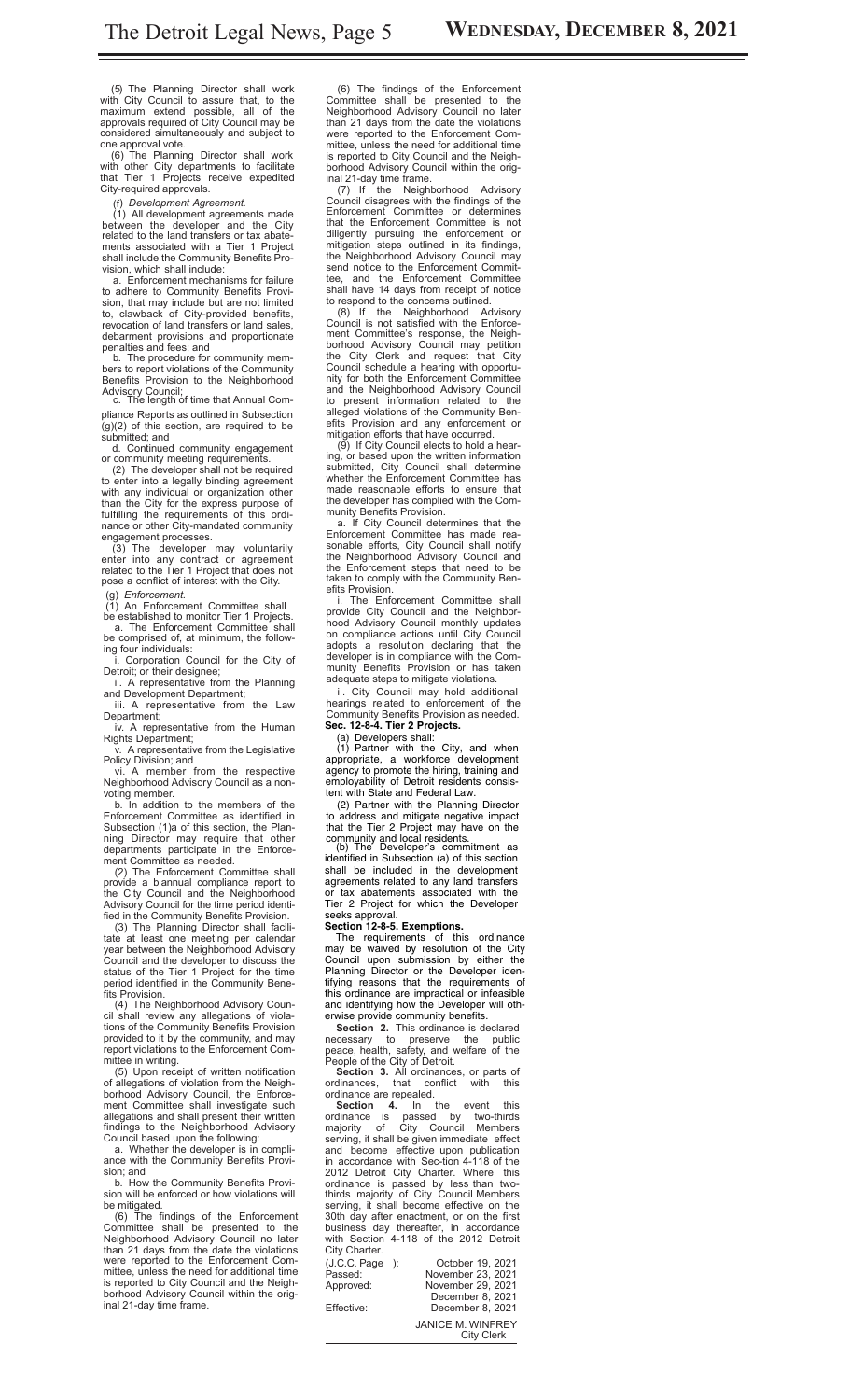(5) The Planning Director shall work with City Council to assure that, to the maximum extend possible, all of the approvals required of City Council may be considered simultaneously and subject to one approval vote.

(6) The Planning Director shall work with other City departments to facilitate that Tier 1 Projects receive expedited City-required approvals.

(f) *Development Agreement.*

(1) All development agreements made between the developer and the City related to the land transfers or tax abatements associated with a Tier 1 Project shall include the Community Benefits Provision, which shall include:

a. Enforcement mechanisms for failure to adhere to Community Benefits Provision, that may include but are not limited to, clawback of City-provided benefits, revocation of land transfers or land sales, debarment provisions and proportionate penalties and fees; and

b. The procedure for community members to report violations of the Community Benefits Provision to the Neighborhood Advisory Council;

c. The length of time that Annual Compliance Reports as outlined in Subsection (g)(2) of this section, are required to be submitted; and

d. Continued community engagement or community meeting requirements.

(2) The developer shall not be required to enter into a legally binding agreement with any individual or organization other than the City for the express purpose of fulfilling the requirements of this ordinance or other City-mandated community engagement processes.

(3) The developer may voluntarily enter into any contract or agreement related to the Tier 1 Project that does not pose a conflict of interest with the City.

(g) *Enforcement.*

(1) An Enforcement Committee shall be established to monitor Tier 1 Projects.

a. The Enforcement Committee shall be comprised of, at minimum, the following four individuals:

i. Corporation Council for the City of Detroit; or their designee;

ii. A representative from the Planning and Development Department;

iii. A representative from the Law Department;

iv. A representative from the Human Rights Department;

v. A representative from the Legislative Policy Division; and

vi. A member from the respective Neighborhood Advisory Council as a non-voting member.

b. In addition to the members of the Enforcement Committee as identified in Subsection (1)a of this section, the Planning Director may require that other departments participate in the Enforcement Committee as needed.

(2) The Enforcement Committee shall provide a biannual compliance report to the City Council and the Neighborhood Advisory Council for the time period identified in the Community Benefits Provision.

(3) The Planning Director shall facilitate at least one meeting per calendar year between the Neighborhood Advisory Council and the developer to discuss the status of the Tier 1 Project for the time period identified in the Community Benefits Provision.

(4) The Neighborhood Advisory Council shall review any allegations of violations of the Community Benefits Provision provided to it by the community, and may report violations to the Enforcement Committee in writing.

(5) Upon receipt of written notification of allegations of violation from the Neighborhood Advisory Council, the Enforcement Committee shall investigate such allegations and shall present their written findings to the Neighborhood Advisory Council based upon the following:

a. Whether the developer is in compliance with the Community Benefits Provision; and

b. How the Community Benefits Provision will be enforced or how violations will be mitigated.

(6) The findings of the Enforcement Committee shall be presented to the Neighborhood Advisory Council no later than 21 days from the date the violations were reported to the Enforcement Committee, unless the need for additional time is reported to City Council and the Neighborhood Advisory Council within the original 21-day time frame.

(6) The findings of the Enforcement Committee shall be presented to the Neighborhood Advisory Council no later than 21 days from the date the violations were reported to the Enforcement Committee, unless the need for additional time is reported to City Council and the Neighborhood Advisory Council within the original 21-day time frame.

(7) If the Neighborhood Advisory Council disagrees with the findings of the Enforcement Committee or determines that the Enforcement Committee is not diligently pursuing the enforcement or mitigation steps outlined in its findings, the Neighborhood Advisory Council may send notice to the Enforcement Committee, and the Enforcement Committee shall have 14 days from receipt of notice to respond to the concerns outlined.

(8) If the Neighborhood Advisory Council is not satisfied with the Enforcement Committee's response, the Neighborhood Advisory Council may petition the City Clerk and request that City Council schedule a hearing with opportunity for both the Enforcement Committee and the Neighborhood Advisory Council to present information related to the alleged violations of the Community Benefits Provision and any enforcement or mitigation efforts that have occurred.

(9) If City Council elects to hold a hearing, or based upon the written information submitted, City Council shall determine whether the Enforcement Committee has made reasonable efforts to ensure that the developer has complied with the Community Benefits Provision.

a. If City Council determines that the Enforcement Committee has made reasonable efforts, City Council shall notify the Neighborhood Advisory Council and the Enforcement steps that need to be taken to comply with the Community Benefits Provision.

i. The Enforcement Committee shall provide City Council and the Neighborhood Advisory Council monthly updates on compliance actions until City Council adopts a resolution declaring that the developer is in compliance with the Community Benefits Provision or has taken adequate steps to mitigate violations.

ii. City Council may hold additional hearings related to enforcement of the Community Benefits Provision as needed.

**Sec. 12-8-4. Tier 2 Projects.**

(a) Developers shall:

(1) Partner with the City, and when appropriate, a workforce development agency to promote the hiring, training and employability of Detroit residents consistent with State and Federal Law.

(2) Partner with the Planning Director to address and mitigate negative impact that the Tier 2 Project may have on the community and local residents.

(b) The Developer's commitment as identified in Subsection (a) of this section shall be included in the development agreements related to any land transfers or tax abatements associated with the Tier 2 Project for which the Developer seeks approval.

**Section 12-8-5. Exemptions.**

The requirements of this ordinance may be waived by resolution of the City Council upon submission by either the Planning Director or the Developer identifying reasons that the requirements of this ordinance are impractical or infeasible and identifying how the Developer will otherwise provide community benefits.

**Section 2.** This ordinance is declared necessary to preserve the public peace, health, safety, and welfare of the People of the City of Detroit.

**Section 3.** All ordinances, or parts of ordinances, that conflict with this ordinance are repealed.

**Section 4.** In the event this ordinance is passed by two-thirds majority of City Council Members serving, it shall be given immediate effect and become effective upon publication in accordance with Sec-tion 4-118 of the 2012 Detroit City Charter. Where this ordinance is passed by less than two-thirds majority of City Council Members serving, it shall become effective on the 30th day after enactment, or on the first business day thereafter, in accordance with Section 4-118 of the 2012 Detroit City Charter.

| | |
|---|---|
| (J.C.C. Page ): | October 19, 2021 |
| Passed: | November 23, 2021 |
| Approved: | November 29, 2021 |
| | December 8, 2021 |
| Effective: | December 8, 2021 |

JANICE M. WINFREY
City Clerk